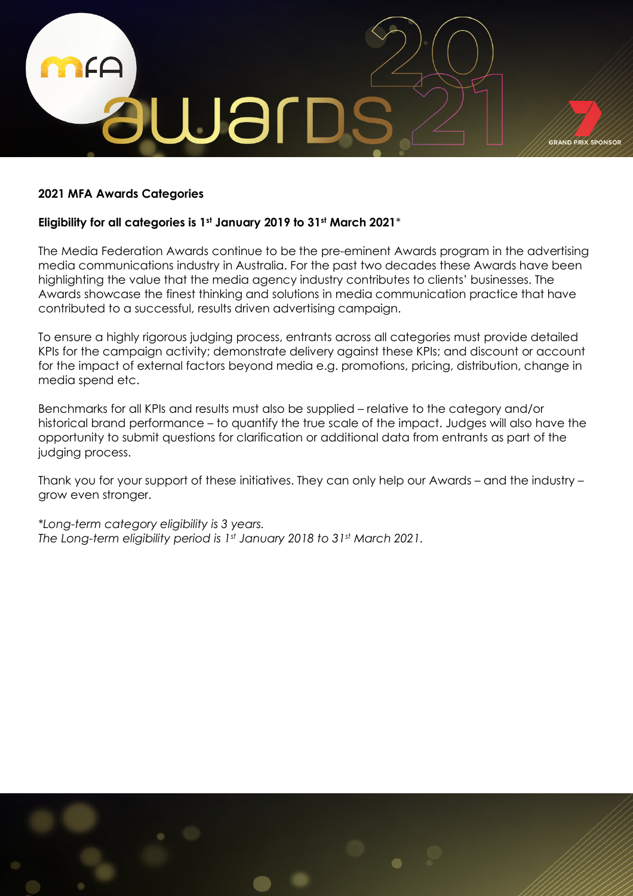## 2021 MFA Awards Categories

**Eligibility for all categories is 1st January 2019 to 31st March 2021***

The Media Federation Awards continue to be the pre-eminent Awards program in the advertising media communications industry in Australia. For the past two decades these Awards have been highlighting the value that the media agency industry contributes to clients' businesses. The Awards showcase the finest thinking and solutions in media communication practice that have contributed to a successful, results driven advertising campaign.

To ensure a highly rigorous judging process, entrants across all categories must provide detailed KPIs for the campaign activity; demonstrate delivery against these KPIs; and discount or account for the impact of external factors beyond media e.g. promotions, pricing, distribution, change in media spend etc.

Benchmarks for all KPIs and results must also be supplied – relative to the category and/or historical brand performance – to quantify the true scale of the impact. Judges will also have the opportunity to submit questions for clarification or additional data from entrants as part of the judging process.

Thank you for your support of these initiatives. They can only help our Awards – and the industry – grow even stronger.

*\*Long-term category eligibility is 3 years.*
*The Long-term eligibility period is 1st January 2018 to 31st March 2021.*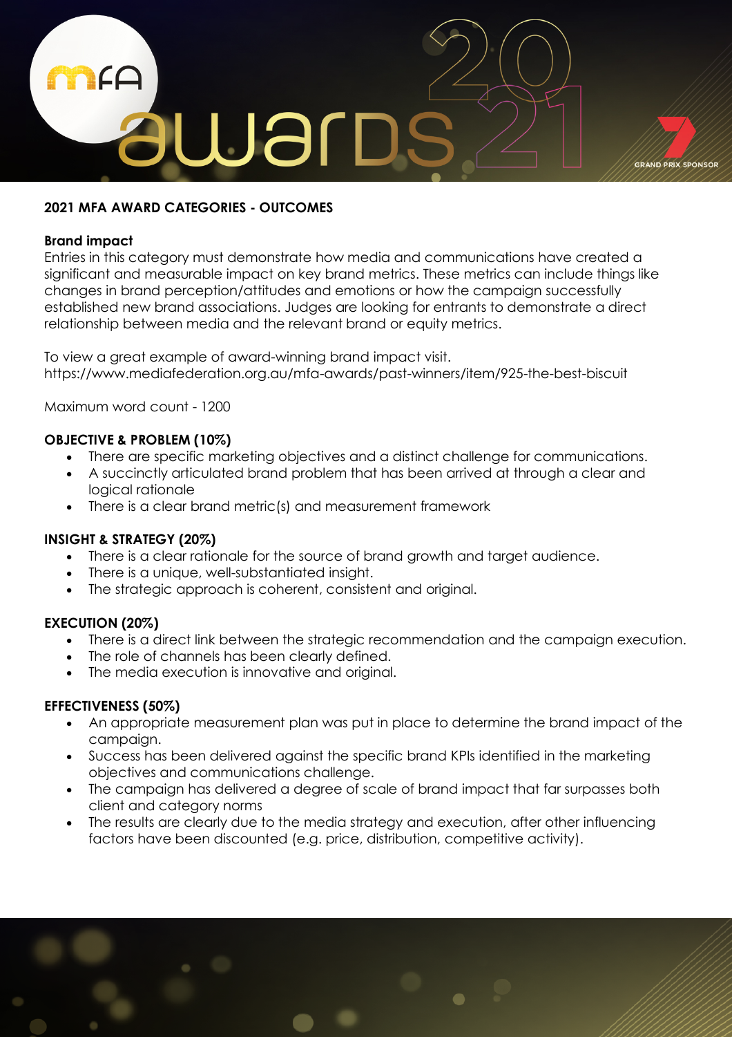## 2021 MFA AWARD CATEGORIES - OUTCOMES

### Brand impact

Entries in this category must demonstrate how media and communications have created a significant and measurable impact on key brand metrics. These metrics can include things like changes in brand perception/attitudes and emotions or how the campaign successfully established new brand associations. Judges are looking for entrants to demonstrate a direct relationship between media and the relevant brand or equity metrics.

To view a great example of award-winning brand impact visit. https://www.mediafederation.org.au/mfa-awards/past-winners/item/925-the-best-biscuit

Maximum word count - 1200

#### OBJECTIVE & PROBLEM (10%)

- There are specific marketing objectives and a distinct challenge for communications.
- A succinctly articulated brand problem that has been arrived at through a clear and logical rationale
- There is a clear brand metric(s) and measurement framework

#### INSIGHT & STRATEGY (20%)

- There is a clear rationale for the source of brand growth and target audience.
- There is a unique, well-substantiated insight.
- The strategic approach is coherent, consistent and original.

#### EXECUTION (20%)

- There is a direct link between the strategic recommendation and the campaign execution.
- The role of channels has been clearly defined.
- The media execution is innovative and original.

#### EFFECTIVENESS (50%)

- An appropriate measurement plan was put in place to determine the brand impact of the campaign.
- Success has been delivered against the specific brand KPIs identified in the marketing objectives and communications challenge.
- The campaign has delivered a degree of scale of brand impact that far surpasses both client and category norms
- The results are clearly due to the media strategy and execution, after other influencing factors have been discounted (e.g. price, distribution, competitive activity).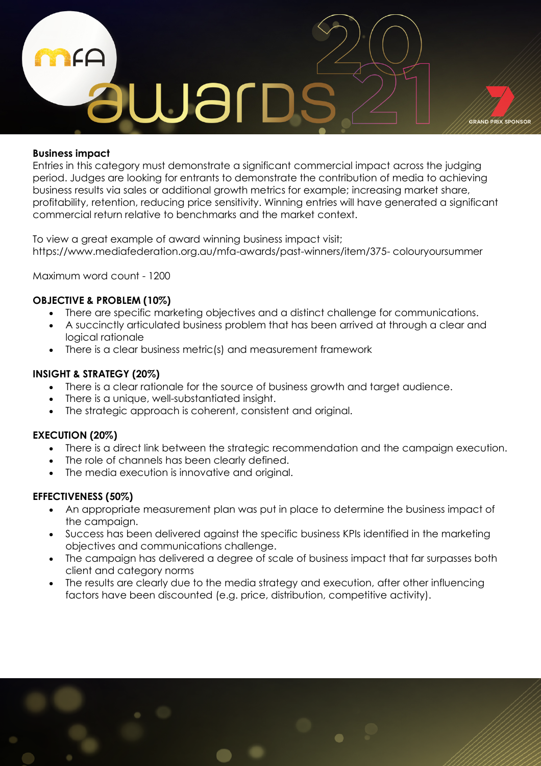**Business impact**

Entries in this category must demonstrate a significant commercial impact across the judging period. Judges are looking for entrants to demonstrate the contribution of media to achieving business results via sales or additional growth metrics for example; increasing market share, profitability, retention, reducing price sensitivity. Winning entries will have generated a significant commercial return relative to benchmarks and the market context.

To view a great example of award winning business impact visit; https://www.mediafederation.org.au/mfa-awards/past-winners/item/375- colouryoursummer

Maximum word count - 1200

**OBJECTIVE & PROBLEM (10%)**

- There are specific marketing objectives and a distinct challenge for communications.
- A succinctly articulated business problem that has been arrived at through a clear and logical rationale
- There is a clear business metric(s) and measurement framework

**INSIGHT & STRATEGY (20%)**

- There is a clear rationale for the source of business growth and target audience.
- There is a unique, well-substantiated insight.
- The strategic approach is coherent, consistent and original.

**EXECUTION (20%)**

- There is a direct link between the strategic recommendation and the campaign execution.
- The role of channels has been clearly defined.
- The media execution is innovative and original.

**EFFECTIVENESS (50%)**

- An appropriate measurement plan was put in place to determine the business impact of the campaign.
- Success has been delivered against the specific business KPIs identified in the marketing objectives and communications challenge.
- The campaign has delivered a degree of scale of business impact that far surpasses both client and category norms
- The results are clearly due to the media strategy and execution, after other influencing factors have been discounted (e.g. price, distribution, competitive activity).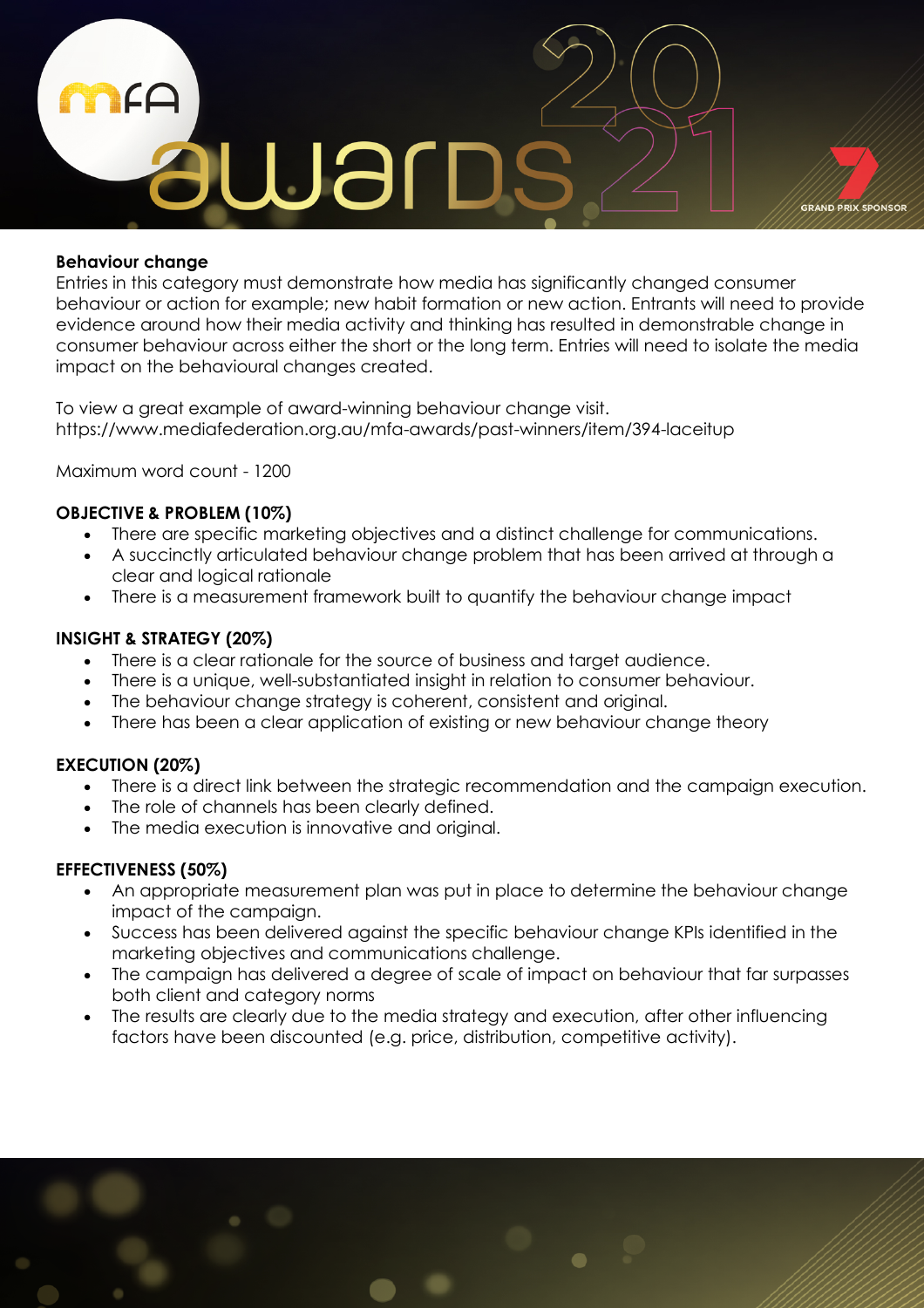**Behaviour change**

Entries in this category must demonstrate how media has significantly changed consumer behaviour or action for example; new habit formation or new action. Entrants will need to provide evidence around how their media activity and thinking has resulted in demonstrable change in consumer behaviour across either the short or the long term. Entries will need to isolate the media impact on the behavioural changes created.

To view a great example of award-winning behaviour change visit.
https://www.mediafederation.org.au/mfa-awards/past-winners/item/394-laceitup

Maximum word count - 1200

**OBJECTIVE & PROBLEM (10%)**

- There are specific marketing objectives and a distinct challenge for communications.
- A succinctly articulated behaviour change problem that has been arrived at through a clear and logical rationale
- There is a measurement framework built to quantify the behaviour change impact

**INSIGHT & STRATEGY (20%)**

- There is a clear rationale for the source of business and target audience.
- There is a unique, well-substantiated insight in relation to consumer behaviour.
- The behaviour change strategy is coherent, consistent and original.
- There has been a clear application of existing or new behaviour change theory

**EXECUTION (20%)**

- There is a direct link between the strategic recommendation and the campaign execution.
- The role of channels has been clearly defined.
- The media execution is innovative and original.

**EFFECTIVENESS (50%)**

- An appropriate measurement plan was put in place to determine the behaviour change impact of the campaign.
- Success has been delivered against the specific behaviour change KPIs identified in the marketing objectives and communications challenge.
- The campaign has delivered a degree of scale of impact on behaviour that far surpasses both client and category norms
- The results are clearly due to the media strategy and execution, after other influencing factors have been discounted (e.g. price, distribution, competitive activity).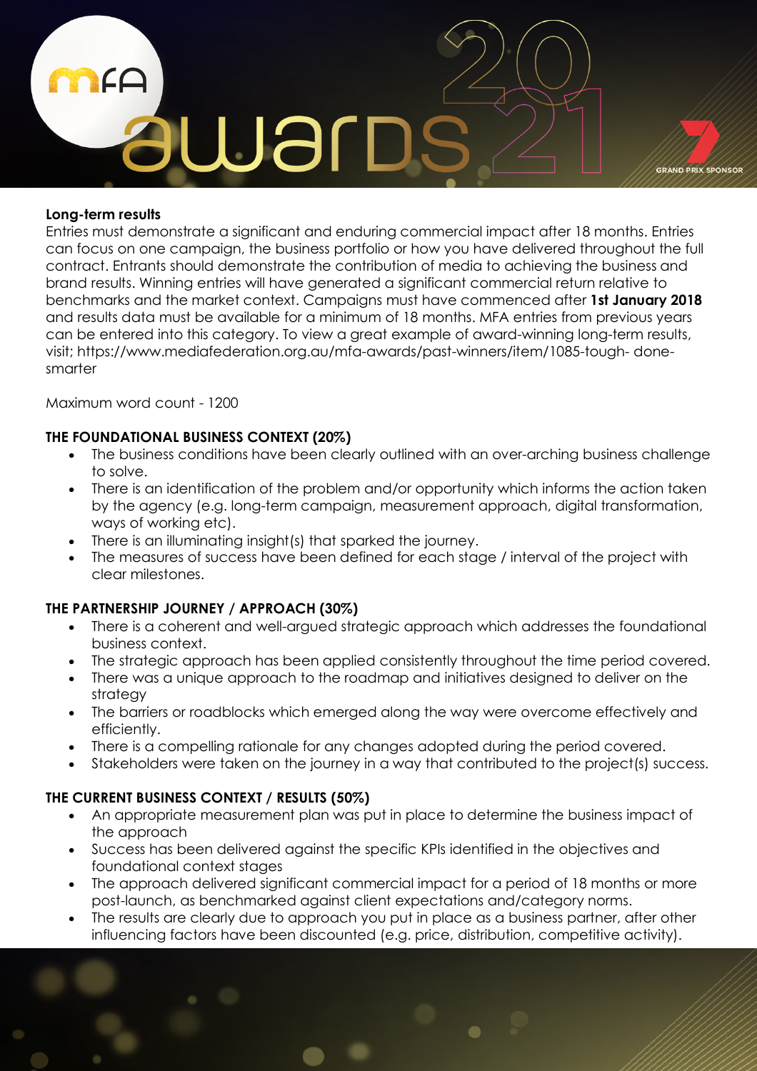**Long-term results**

Entries must demonstrate a significant and enduring commercial impact after 18 months. Entries can focus on one campaign, the business portfolio or how you have delivered throughout the full contract. Entrants should demonstrate the contribution of media to achieving the business and brand results. Winning entries will have generated a significant commercial return relative to benchmarks and the market context. Campaigns must have commenced after **1st January 2018** and results data must be available for a minimum of 18 months. MFA entries from previous years can be entered into this category. To view a great example of award-winning long-term results, visit; https://www.mediafederation.org.au/mfa-awards/past-winners/item/1085-tough- done-smarter

Maximum word count - 1200

**THE FOUNDATIONAL BUSINESS CONTEXT (20%)**

- The business conditions have been clearly outlined with an over-arching business challenge to solve.
- There is an identification of the problem and/or opportunity which informs the action taken by the agency (e.g. long-term campaign, measurement approach, digital transformation, ways of working etc).
- There is an illuminating insight(s) that sparked the journey.
- The measures of success have been defined for each stage / interval of the project with clear milestones.

**THE PARTNERSHIP JOURNEY / APPROACH (30%)**

- There is a coherent and well-argued strategic approach which addresses the foundational business context.
- The strategic approach has been applied consistently throughout the time period covered.
- There was a unique approach to the roadmap and initiatives designed to deliver on the strategy
- The barriers or roadblocks which emerged along the way were overcome effectively and efficiently.
- There is a compelling rationale for any changes adopted during the period covered.
- Stakeholders were taken on the journey in a way that contributed to the project(s) success.

**THE CURRENT BUSINESS CONTEXT / RESULTS (50%)**

- An appropriate measurement plan was put in place to determine the business impact of the approach
- Success has been delivered against the specific KPIs identified in the objectives and foundational context stages
- The approach delivered significant commercial impact for a period of 18 months or more post-launch, as benchmarked against client expectations and/category norms.
- The results are clearly due to approach you put in place as a business partner, after other influencing factors have been discounted (e.g. price, distribution, competitive activity).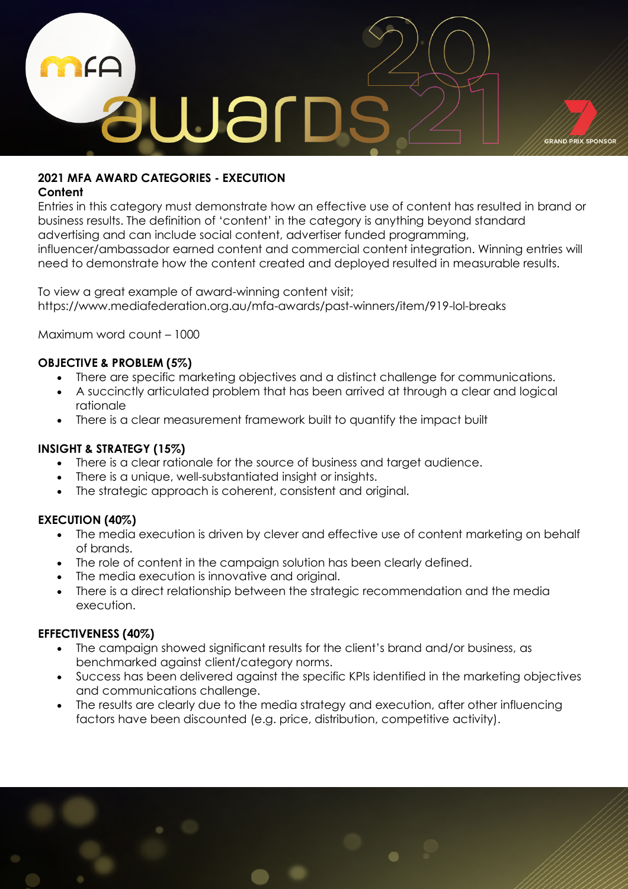## 2021 MFA AWARD CATEGORIES - EXECUTION

### Content

Entries in this category must demonstrate how an effective use of content has resulted in brand or business results. The definition of 'content' in the category is anything beyond standard advertising and can include social content, advertiser funded programming, influencer/ambassador earned content and commercial content integration. Winning entries will need to demonstrate how the content created and deployed resulted in measurable results.

To view a great example of award-winning content visit; https://www.mediafederation.org.au/mfa-awards/past-winners/item/919-lol-breaks

Maximum word count – 1000

#### OBJECTIVE & PROBLEM (5%)

- There are specific marketing objectives and a distinct challenge for communications.
- A succinctly articulated problem that has been arrived at through a clear and logical rationale
- There is a clear measurement framework built to quantify the impact built

#### INSIGHT & STRATEGY (15%)

- There is a clear rationale for the source of business and target audience.
- There is a unique, well-substantiated insight or insights.
- The strategic approach is coherent, consistent and original.

#### EXECUTION (40%)

- The media execution is driven by clever and effective use of content marketing on behalf of brands.
- The role of content in the campaign solution has been clearly defined.
- The media execution is innovative and original.
- There is a direct relationship between the strategic recommendation and the media execution.

#### EFFECTIVENESS (40%)

- The campaign showed significant results for the client's brand and/or business, as benchmarked against client/category norms.
- Success has been delivered against the specific KPIs identified in the marketing objectives and communications challenge.
- The results are clearly due to the media strategy and execution, after other influencing factors have been discounted (e.g. price, distribution, competitive activity).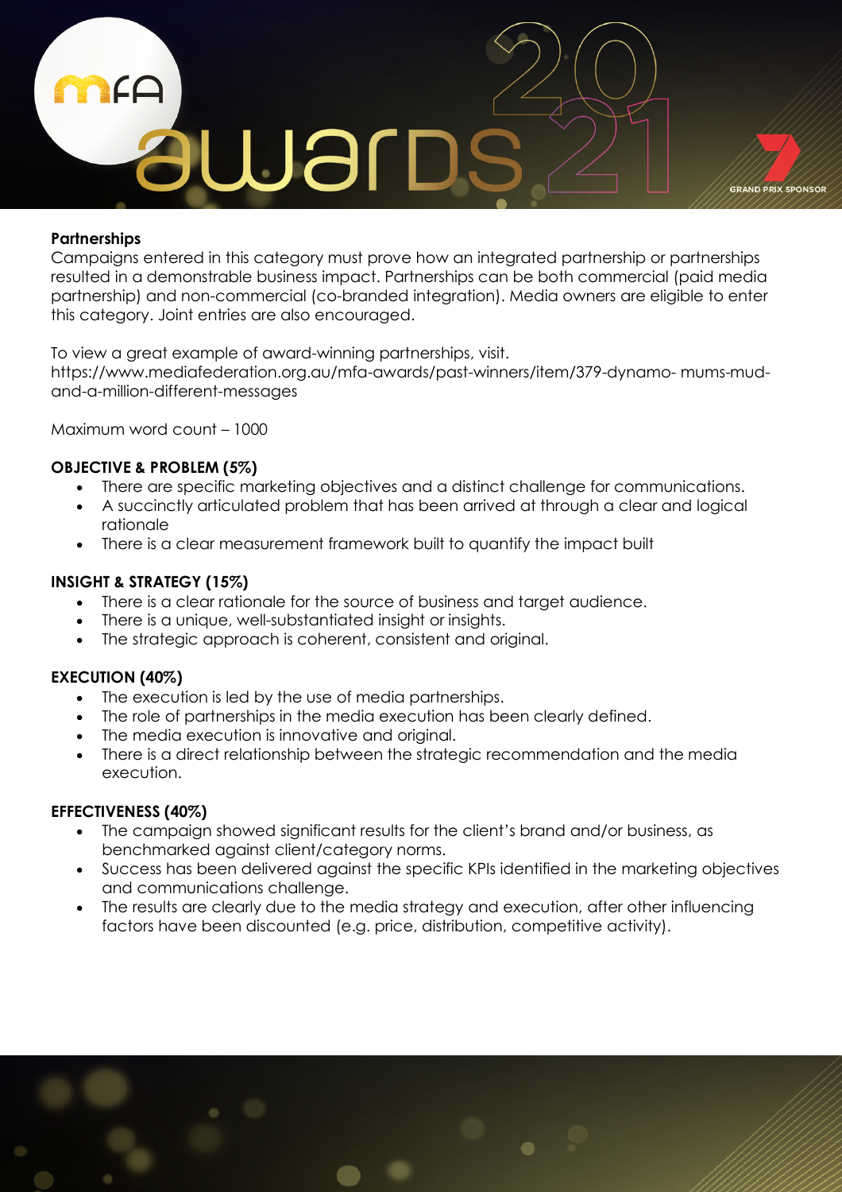## Partnerships

Campaigns entered in this category must prove how an integrated partnership or partnerships resulted in a demonstrable business impact. Partnerships can be both commercial (paid media partnership) and non-commercial (co-branded integration). Media owners are eligible to enter this category. Joint entries are also encouraged.

To view a great example of award-winning partnerships, visit.
https://www.mediafederation.org.au/mfa-awards/past-winners/item/379-dynamo- mums-mud-and-a-million-different-messages

Maximum word count – 1000

### OBJECTIVE & PROBLEM (5%)

- There are specific marketing objectives and a distinct challenge for communications.
- A succinctly articulated problem that has been arrived at through a clear and logical rationale
- There is a clear measurement framework built to quantify the impact built

### INSIGHT & STRATEGY (15%)

- There is a clear rationale for the source of business and target audience.
- There is a unique, well-substantiated insight or insights.
- The strategic approach is coherent, consistent and original.

### EXECUTION (40%)

- The execution is led by the use of media partnerships.
- The role of partnerships in the media execution has been clearly defined.
- The media execution is innovative and original.
- There is a direct relationship between the strategic recommendation and the media execution.

### EFFECTIVENESS (40%)

- The campaign showed significant results for the client's brand and/or business, as benchmarked against client/category norms.
- Success has been delivered against the specific KPIs identified in the marketing objectives and communications challenge.
- The results are clearly due to the media strategy and execution, after other influencing factors have been discounted (e.g. price, distribution, competitive activity).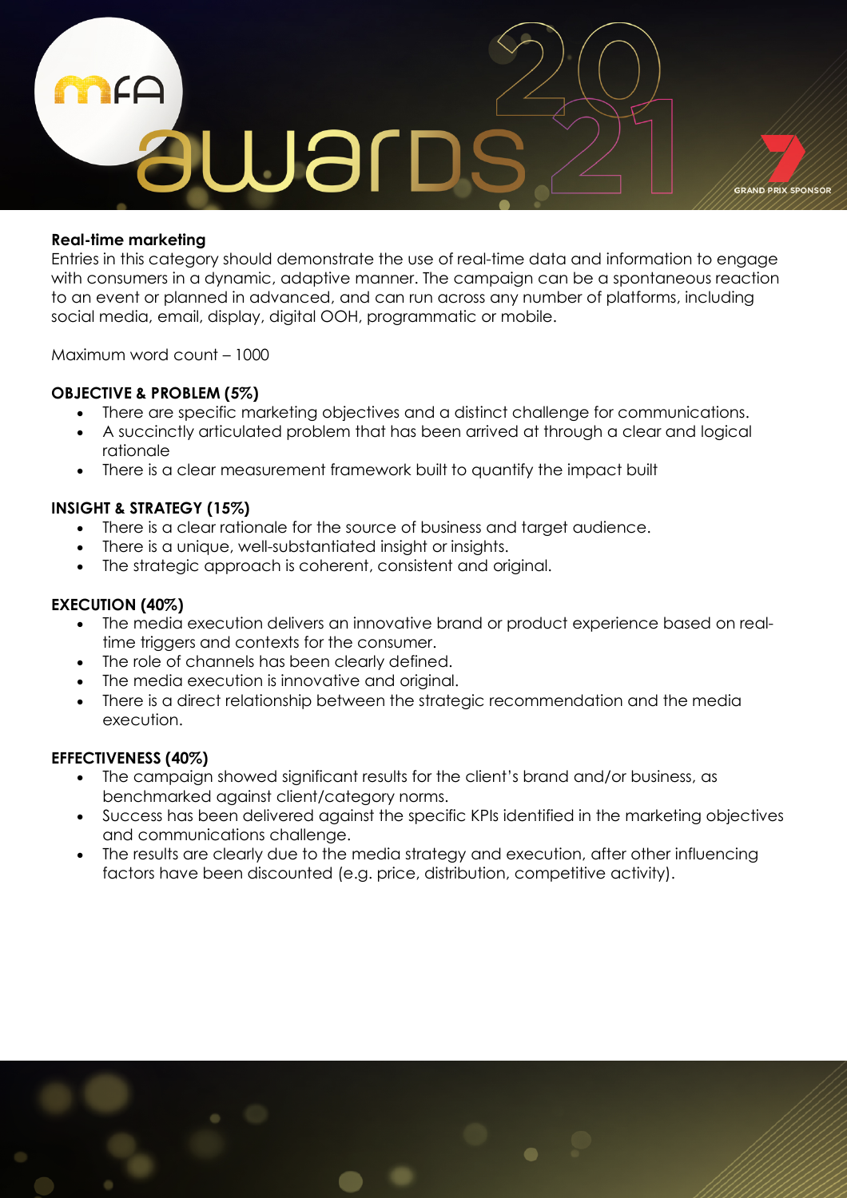## Real-time marketing

Entries in this category should demonstrate the use of real-time data and information to engage with consumers in a dynamic, adaptive manner. The campaign can be a spontaneous reaction to an event or planned in advanced, and can run across any number of platforms, including social media, email, display, digital OOH, programmatic or mobile.

Maximum word count – 1000

### OBJECTIVE & PROBLEM (5%)

- There are specific marketing objectives and a distinct challenge for communications.
- A succinctly articulated problem that has been arrived at through a clear and logical rationale
- There is a clear measurement framework built to quantify the impact built

### INSIGHT & STRATEGY (15%)

- There is a clear rationale for the source of business and target audience.
- There is a unique, well-substantiated insight or insights.
- The strategic approach is coherent, consistent and original.

### EXECUTION (40%)

- The media execution delivers an innovative brand or product experience based on real-time triggers and contexts for the consumer.
- The role of channels has been clearly defined.
- The media execution is innovative and original.
- There is a direct relationship between the strategic recommendation and the media execution.

### EFFECTIVENESS (40%)

- The campaign showed significant results for the client's brand and/or business, as benchmarked against client/category norms.
- Success has been delivered against the specific KPIs identified in the marketing objectives and communications challenge.
- The results are clearly due to the media strategy and execution, after other influencing factors have been discounted (e.g. price, distribution, competitive activity).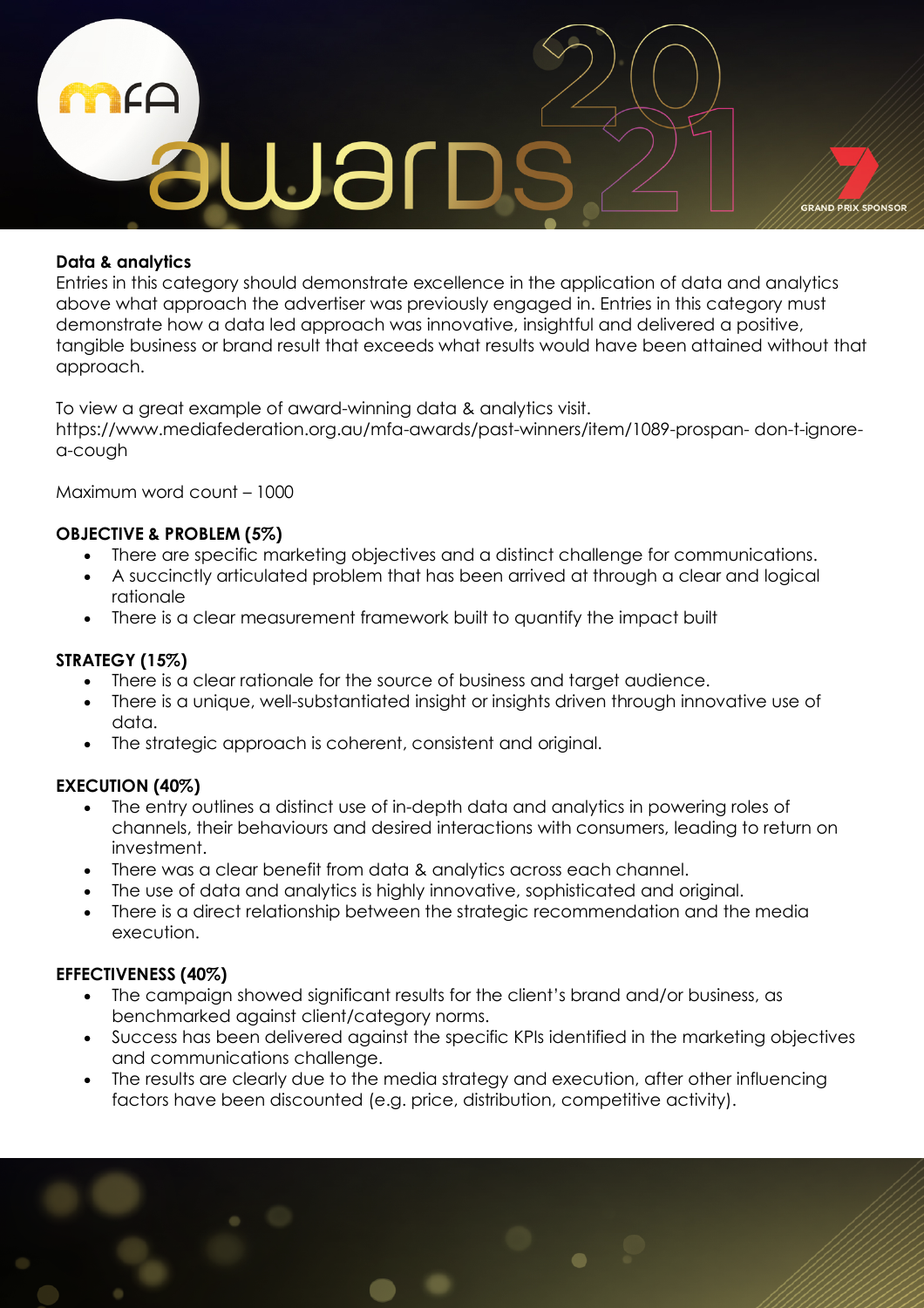**Data & analytics**

Entries in this category should demonstrate excellence in the application of data and analytics above what approach the advertiser was previously engaged in. Entries in this category must demonstrate how a data led approach was innovative, insightful and delivered a positive, tangible business or brand result that exceeds what results would have been attained without that approach.

To view a great example of award-winning data & analytics visit. https://www.mediafederation.org.au/mfa-awards/past-winners/item/1089-prospan- don-t-ignore-a-cough

Maximum word count – 1000

**OBJECTIVE & PROBLEM (5%)**

- There are specific marketing objectives and a distinct challenge for communications.
- A succinctly articulated problem that has been arrived at through a clear and logical rationale
- There is a clear measurement framework built to quantify the impact built

**STRATEGY (15%)**

- There is a clear rationale for the source of business and target audience.
- There is a unique, well-substantiated insight or insights driven through innovative use of data.
- The strategic approach is coherent, consistent and original.

**EXECUTION (40%)**

- The entry outlines a distinct use of in-depth data and analytics in powering roles of channels, their behaviours and desired interactions with consumers, leading to return on investment.
- There was a clear benefit from data & analytics across each channel.
- The use of data and analytics is highly innovative, sophisticated and original.
- There is a direct relationship between the strategic recommendation and the media execution.

**EFFECTIVENESS (40%)**

- The campaign showed significant results for the client's brand and/or business, as benchmarked against client/category norms.
- Success has been delivered against the specific KPIs identified in the marketing objectives and communications challenge.
- The results are clearly due to the media strategy and execution, after other influencing factors have been discounted (e.g. price, distribution, competitive activity).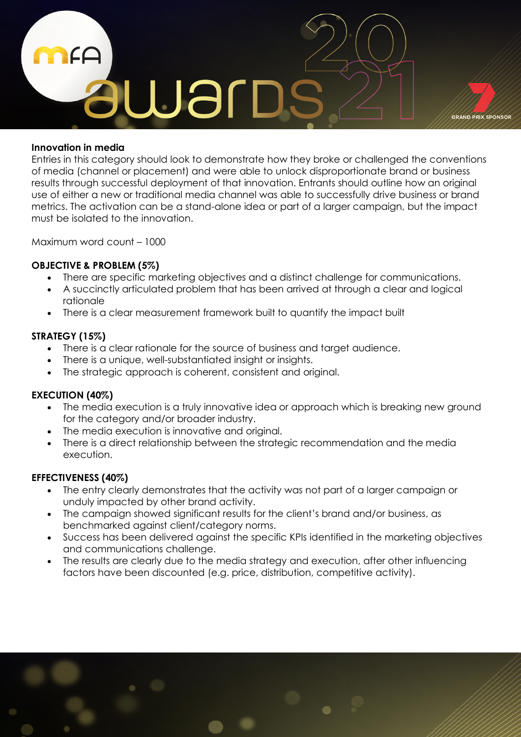**Innovation in media**

Entries in this category should look to demonstrate how they broke or challenged the conventions of media (channel or placement) and were able to unlock disproportionate brand or business results through successful deployment of that innovation. Entrants should outline how an original use of either a new or traditional media channel was able to successfully drive business or brand metrics. The activation can be a stand-alone idea or part of a larger campaign, but the impact must be isolated to the innovation.

Maximum word count – 1000

**OBJECTIVE & PROBLEM (5%)**

- There are specific marketing objectives and a distinct challenge for communications.
- A succinctly articulated problem that has been arrived at through a clear and logical rationale
- There is a clear measurement framework built to quantify the impact built

**STRATEGY (15%)**

- There is a clear rationale for the source of business and target audience.
- There is a unique, well-substantiated insight or insights.
- The strategic approach is coherent, consistent and original.

**EXECUTION (40%)**

- The media execution is a truly innovative idea or approach which is breaking new ground for the category and/or broader industry.
- The media execution is innovative and original.
- There is a direct relationship between the strategic recommendation and the media execution.

**EFFECTIVENESS (40%)**

- The entry clearly demonstrates that the activity was not part of a larger campaign or unduly impacted by other brand activity.
- The campaign showed significant results for the client's brand and/or business, as benchmarked against client/category norms.
- Success has been delivered against the specific KPIs identified in the marketing objectives and communications challenge.
- The results are clearly due to the media strategy and execution, after other influencing factors have been discounted (e.g. price, distribution, competitive activity).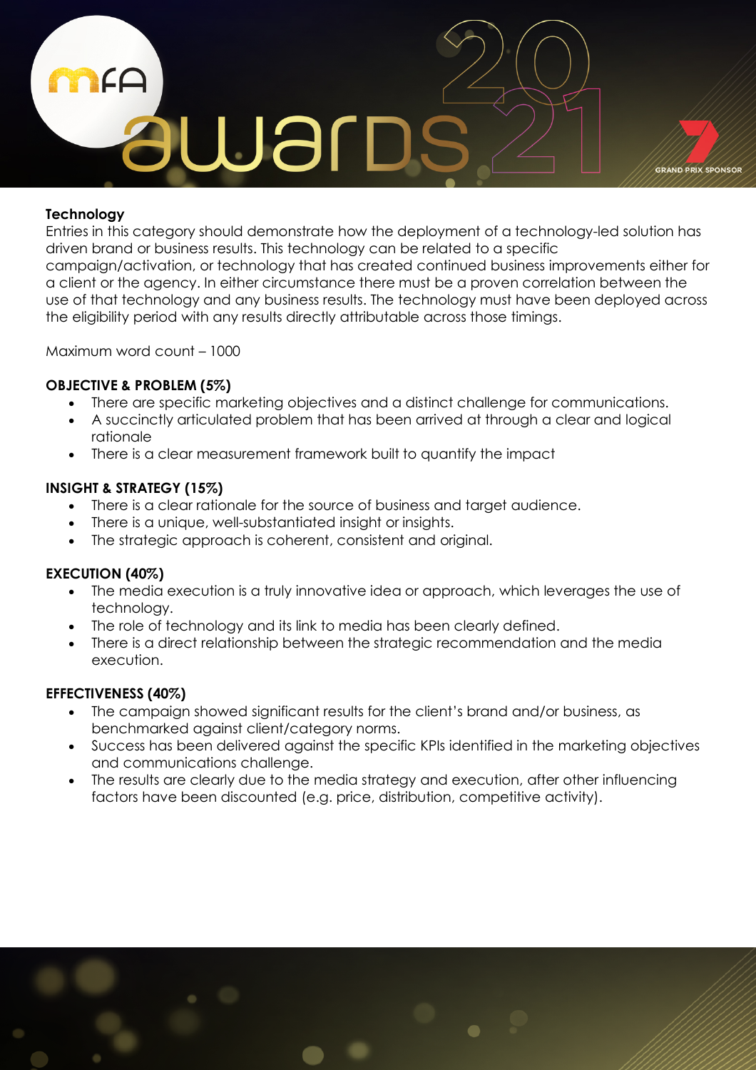## Technology

Entries in this category should demonstrate how the deployment of a technology-led solution has driven brand or business results. This technology can be related to a specific campaign/activation, or technology that has created continued business improvements either for a client or the agency. In either circumstance there must be a proven correlation between the use of that technology and any business results. The technology must have been deployed across the eligibility period with any results directly attributable across those timings.

Maximum word count – 1000

### OBJECTIVE & PROBLEM (5%)

- There are specific marketing objectives and a distinct challenge for communications.
- A succinctly articulated problem that has been arrived at through a clear and logical rationale
- There is a clear measurement framework built to quantify the impact

### INSIGHT & STRATEGY (15%)

- There is a clear rationale for the source of business and target audience.
- There is a unique, well-substantiated insight or insights.
- The strategic approach is coherent, consistent and original.

### EXECUTION (40%)

- The media execution is a truly innovative idea or approach, which leverages the use of technology.
- The role of technology and its link to media has been clearly defined.
- There is a direct relationship between the strategic recommendation and the media execution.

### EFFECTIVENESS (40%)

- The campaign showed significant results for the client's brand and/or business, as benchmarked against client/category norms.
- Success has been delivered against the specific KPIs identified in the marketing objectives and communications challenge.
- The results are clearly due to the media strategy and execution, after other influencing factors have been discounted (e.g. price, distribution, competitive activity).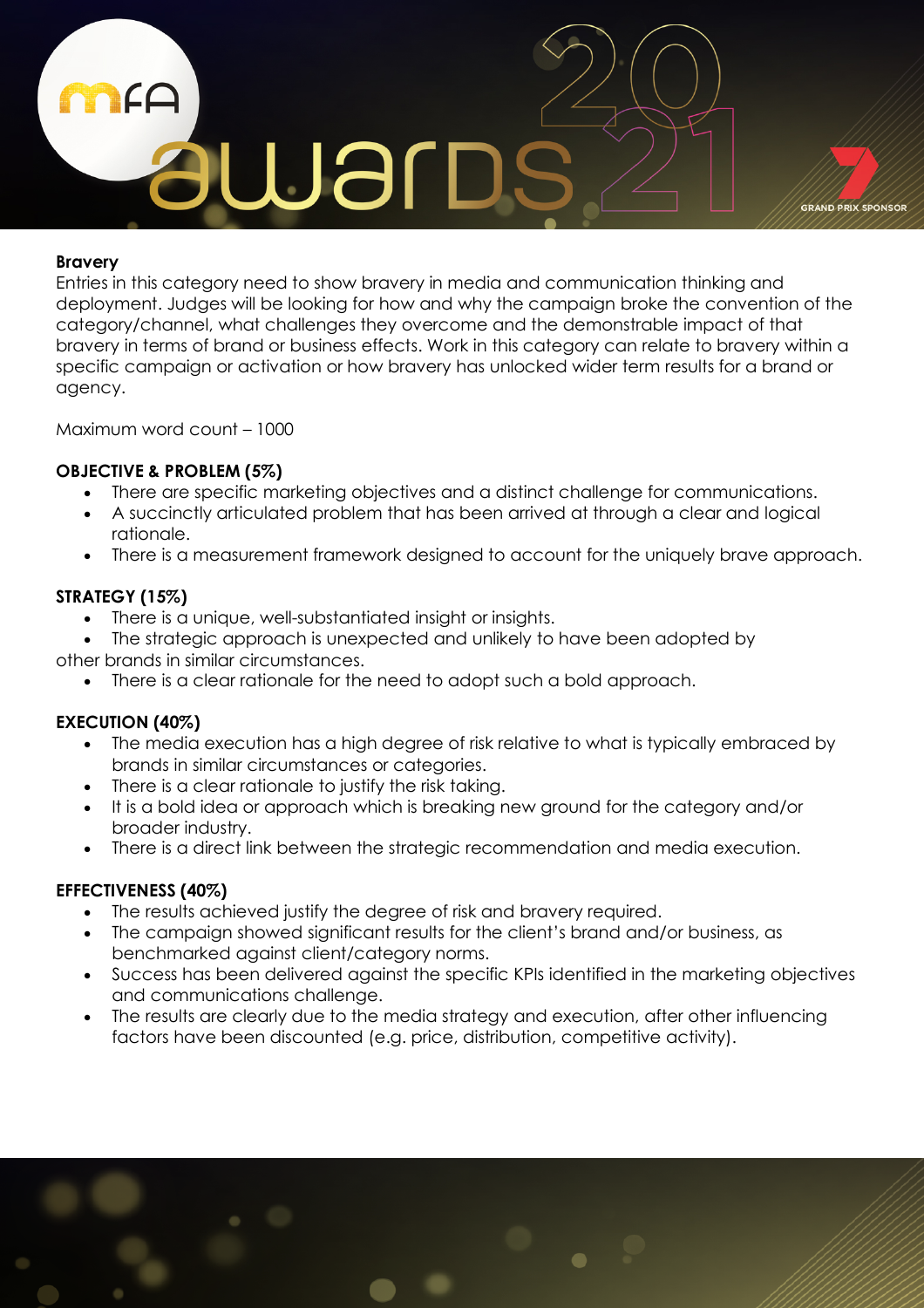## Bravery

Entries in this category need to show bravery in media and communication thinking and deployment. Judges will be looking for how and why the campaign broke the convention of the category/channel, what challenges they overcome and the demonstrable impact of that bravery in terms of brand or business effects. Work in this category can relate to bravery within a specific campaign or activation or how bravery has unlocked wider term results for a brand or agency.

Maximum word count – 1000

### OBJECTIVE & PROBLEM (5%)

- There are specific marketing objectives and a distinct challenge for communications.
- A succinctly articulated problem that has been arrived at through a clear and logical rationale.
- There is a measurement framework designed to account for the uniquely brave approach.

### STRATEGY (15%)

- There is a unique, well-substantiated insight or insights.
- The strategic approach is unexpected and unlikely to have been adopted by other brands in similar circumstances.
- There is a clear rationale for the need to adopt such a bold approach.

### EXECUTION (40%)

- The media execution has a high degree of risk relative to what is typically embraced by brands in similar circumstances or categories.
- There is a clear rationale to justify the risk taking.
- It is a bold idea or approach which is breaking new ground for the category and/or broader industry.
- There is a direct link between the strategic recommendation and media execution.

### EFFECTIVENESS (40%)

- The results achieved justify the degree of risk and bravery required.
- The campaign showed significant results for the client's brand and/or business, as benchmarked against client/category norms.
- Success has been delivered against the specific KPIs identified in the marketing objectives and communications challenge.
- The results are clearly due to the media strategy and execution, after other influencing factors have been discounted (e.g. price, distribution, competitive activity).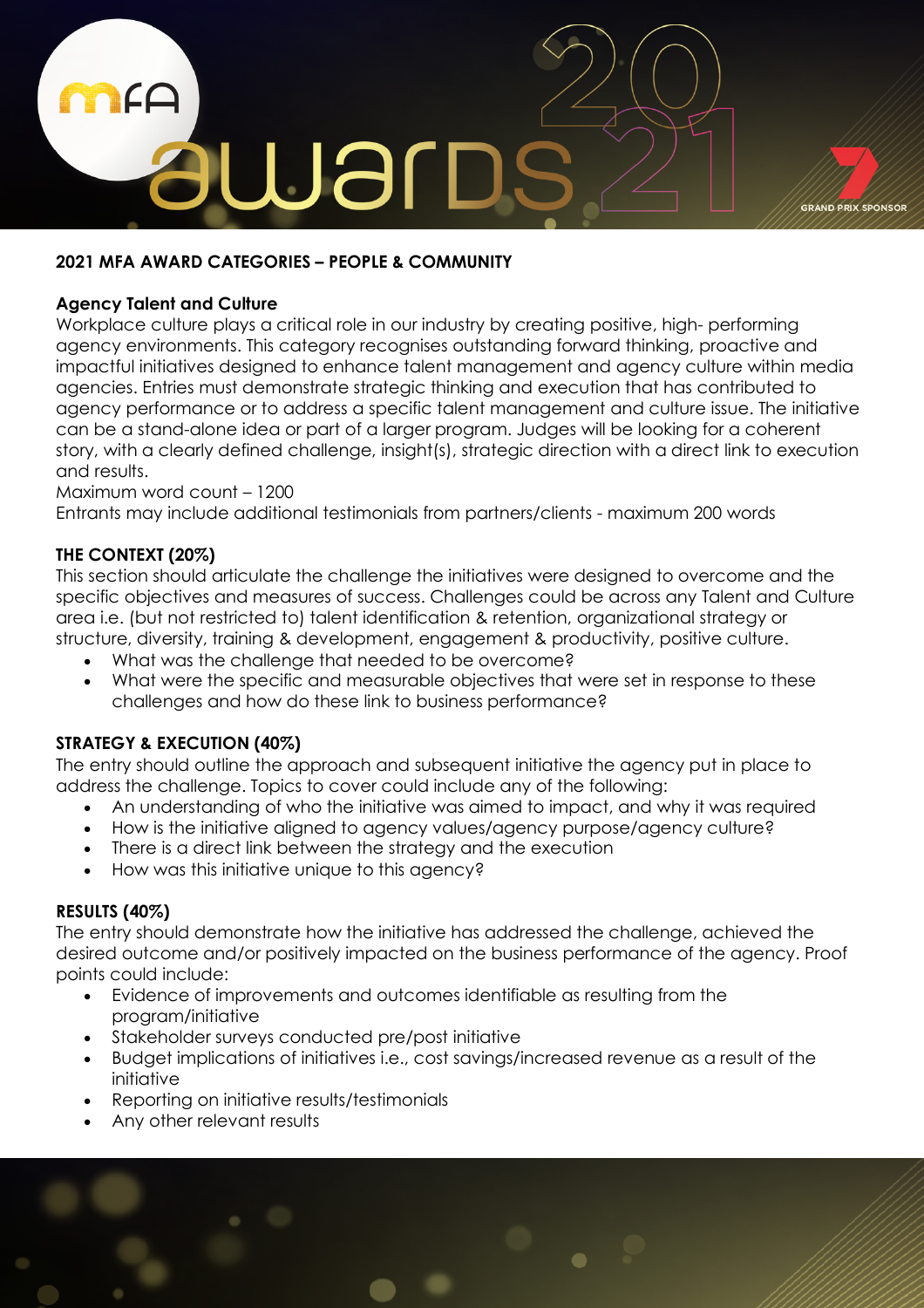## 2021 MFA AWARD CATEGORIES – PEOPLE & COMMUNITY

### Agency Talent and Culture

Workplace culture plays a critical role in our industry by creating positive, high- performing agency environments. This category recognises outstanding forward thinking, proactive and impactful initiatives designed to enhance talent management and agency culture within media agencies. Entries must demonstrate strategic thinking and execution that has contributed to agency performance or to address a specific talent management and culture issue. The initiative can be a stand-alone idea or part of a larger program. Judges will be looking for a coherent story, with a clearly defined challenge, insight(s), strategic direction with a direct link to execution and results.

Maximum word count – 1200

Entrants may include additional testimonials from partners/clients - maximum 200 words

### THE CONTEXT (20%)

This section should articulate the challenge the initiatives were designed to overcome and the specific objectives and measures of success. Challenges could be across any Talent and Culture area i.e. (but not restricted to) talent identification & retention, organizational strategy or structure, diversity, training & development, engagement & productivity, positive culture.

- What was the challenge that needed to be overcome?
- What were the specific and measurable objectives that were set in response to these challenges and how do these link to business performance?

### STRATEGY & EXECUTION (40%)

The entry should outline the approach and subsequent initiative the agency put in place to address the challenge. Topics to cover could include any of the following:

- An understanding of who the initiative was aimed to impact, and why it was required
- How is the initiative aligned to agency values/agency purpose/agency culture?
- There is a direct link between the strategy and the execution
- How was this initiative unique to this agency?

### RESULTS (40%)

The entry should demonstrate how the initiative has addressed the challenge, achieved the desired outcome and/or positively impacted on the business performance of the agency. Proof points could include:

- Evidence of improvements and outcomes identifiable as resulting from the program/initiative
- Stakeholder surveys conducted pre/post initiative
- Budget implications of initiatives i.e., cost savings/increased revenue as a result of the initiative
- Reporting on initiative results/testimonials
- Any other relevant results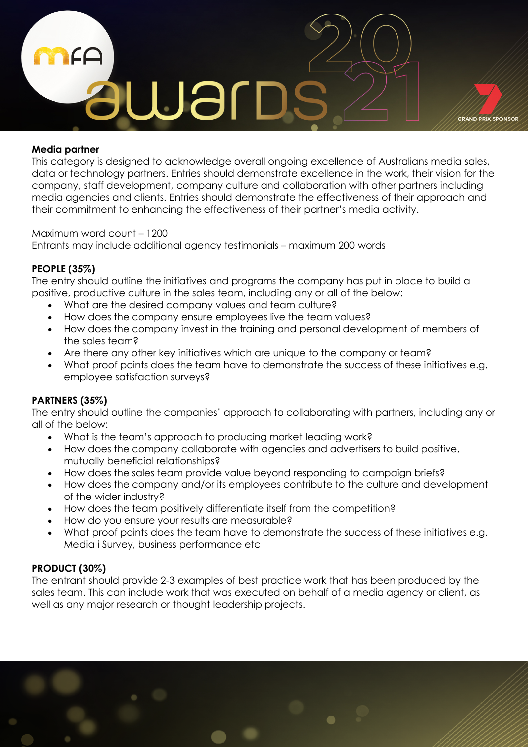## Media partner

This category is designed to acknowledge overall ongoing excellence of Australians media sales, data or technology partners. Entries should demonstrate excellence in the work, their vision for the company, staff development, company culture and collaboration with other partners including media agencies and clients. Entries should demonstrate the effectiveness of their approach and their commitment to enhancing the effectiveness of their partner's media activity.

Maximum word count – 1200
Entrants may include additional agency testimonials – maximum 200 words

### PEOPLE (35%)

The entry should outline the initiatives and programs the company has put in place to build a positive, productive culture in the sales team, including any or all of the below:

- What are the desired company values and team culture?
- How does the company ensure employees live the team values?
- How does the company invest in the training and personal development of members of the sales team?
- Are there any other key initiatives which are unique to the company or team?
- What proof points does the team have to demonstrate the success of these initiatives e.g. employee satisfaction surveys?

### PARTNERS (35%)

The entry should outline the companies' approach to collaborating with partners, including any or all of the below:

- What is the team's approach to producing market leading work?
- How does the company collaborate with agencies and advertisers to build positive, mutually beneficial relationships?
- How does the sales team provide value beyond responding to campaign briefs?
- How does the company and/or its employees contribute to the culture and development of the wider industry?
- How does the team positively differentiate itself from the competition?
- How do you ensure your results are measurable?
- What proof points does the team have to demonstrate the success of these initiatives e.g. Media i Survey, business performance etc

### PRODUCT (30%)

The entrant should provide 2-3 examples of best practice work that has been produced by the sales team. This can include work that was executed on behalf of a media agency or client, as well as any major research or thought leadership projects.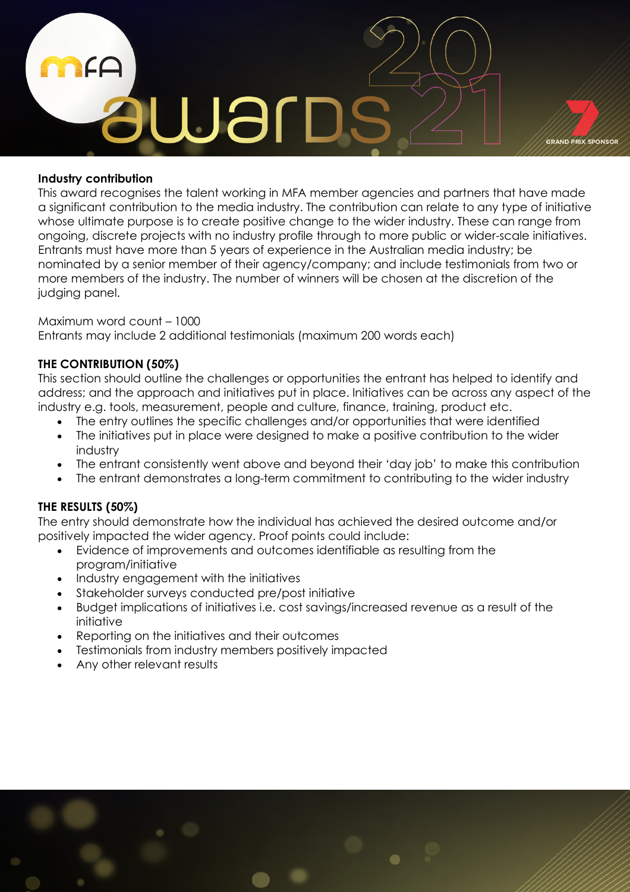### Industry contribution

This award recognises the talent working in MFA member agencies and partners that have made a significant contribution to the media industry. The contribution can relate to any type of initiative whose ultimate purpose is to create positive change to the wider industry. These can range from ongoing, discrete projects with no industry profile through to more public or wider-scale initiatives. Entrants must have more than 5 years of experience in the Australian media industry; be nominated by a senior member of their agency/company; and include testimonials from two or more members of the industry. The number of winners will be chosen at the discretion of the judging panel.

Maximum word count – 1000
Entrants may include 2 additional testimonials (maximum 200 words each)

**THE CONTRIBUTION (50%)**

This section should outline the challenges or opportunities the entrant has helped to identify and address; and the approach and initiatives put in place. Initiatives can be across any aspect of the industry e.g. tools, measurement, people and culture, finance, training, product etc.

- The entry outlines the specific challenges and/or opportunities that were identified
- The initiatives put in place were designed to make a positive contribution to the wider industry
- The entrant consistently went above and beyond their 'day job' to make this contribution
- The entrant demonstrates a long-term commitment to contributing to the wider industry

**THE RESULTS (50%)**

The entry should demonstrate how the individual has achieved the desired outcome and/or positively impacted the wider agency. Proof points could include:

- Evidence of improvements and outcomes identifiable as resulting from the program/initiative
- Industry engagement with the initiatives
- Stakeholder surveys conducted pre/post initiative
- Budget implications of initiatives i.e. cost savings/increased revenue as a result of the initiative
- Reporting on the initiatives and their outcomes
- Testimonials from industry members positively impacted
- Any other relevant results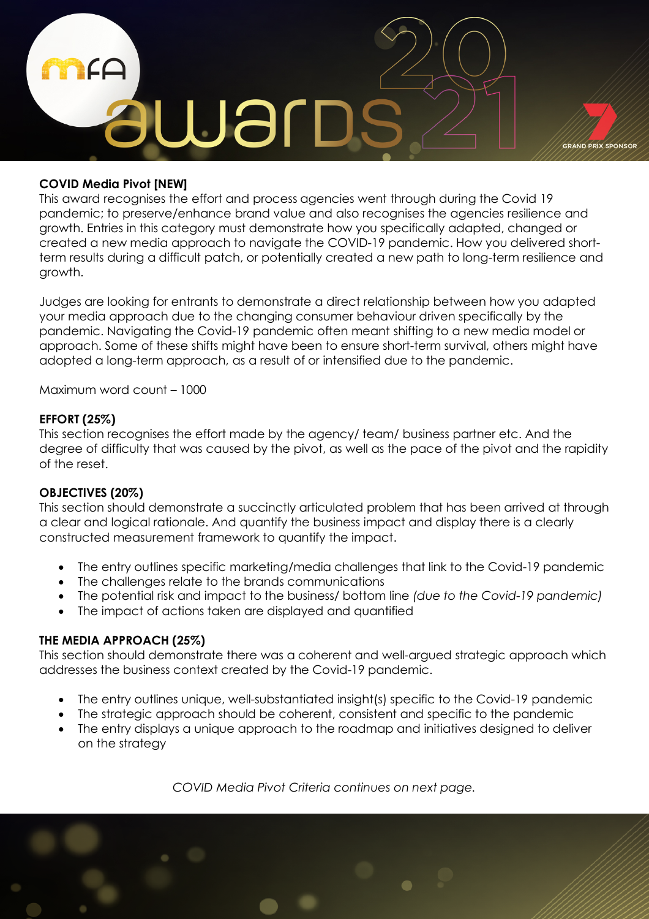**COVID Media Pivot [NEW]**

This award recognises the effort and process agencies went through during the Covid 19 pandemic; to preserve/enhance brand value and also recognises the agencies resilience and growth. Entries in this category must demonstrate how you specifically adapted, changed or created a new media approach to navigate the COVID-19 pandemic. How you delivered short-term results during a difficult patch, or potentially created a new path to long-term resilience and growth.

Judges are looking for entrants to demonstrate a direct relationship between how you adapted your media approach due to the changing consumer behaviour driven specifically by the pandemic. Navigating the Covid-19 pandemic often meant shifting to a new media model or approach. Some of these shifts might have been to ensure short-term survival, others might have adopted a long-term approach, as a result of or intensified due to the pandemic.

Maximum word count – 1000

**EFFORT (25%)**

This section recognises the effort made by the agency/ team/ business partner etc. And the degree of difficulty that was caused by the pivot, as well as the pace of the pivot and the rapidity of the reset.

**OBJECTIVES (20%)**

This section should demonstrate a succinctly articulated problem that has been arrived at through a clear and logical rationale. And quantify the business impact and display there is a clearly constructed measurement framework to quantify the impact.

- The entry outlines specific marketing/media challenges that link to the Covid-19 pandemic
- The challenges relate to the brands communications
- The potential risk and impact to the business/ bottom line *(due to the Covid-19 pandemic)*
- The impact of actions taken are displayed and quantified

**THE MEDIA APPROACH (25%)**

This section should demonstrate there was a coherent and well-argued strategic approach which addresses the business context created by the Covid-19 pandemic.

- The entry outlines unique, well-substantiated insight(s) specific to the Covid-19 pandemic
- The strategic approach should be coherent, consistent and specific to the pandemic
- The entry displays a unique approach to the roadmap and initiatives designed to deliver on the strategy

*COVID Media Pivot Criteria continues on next page.*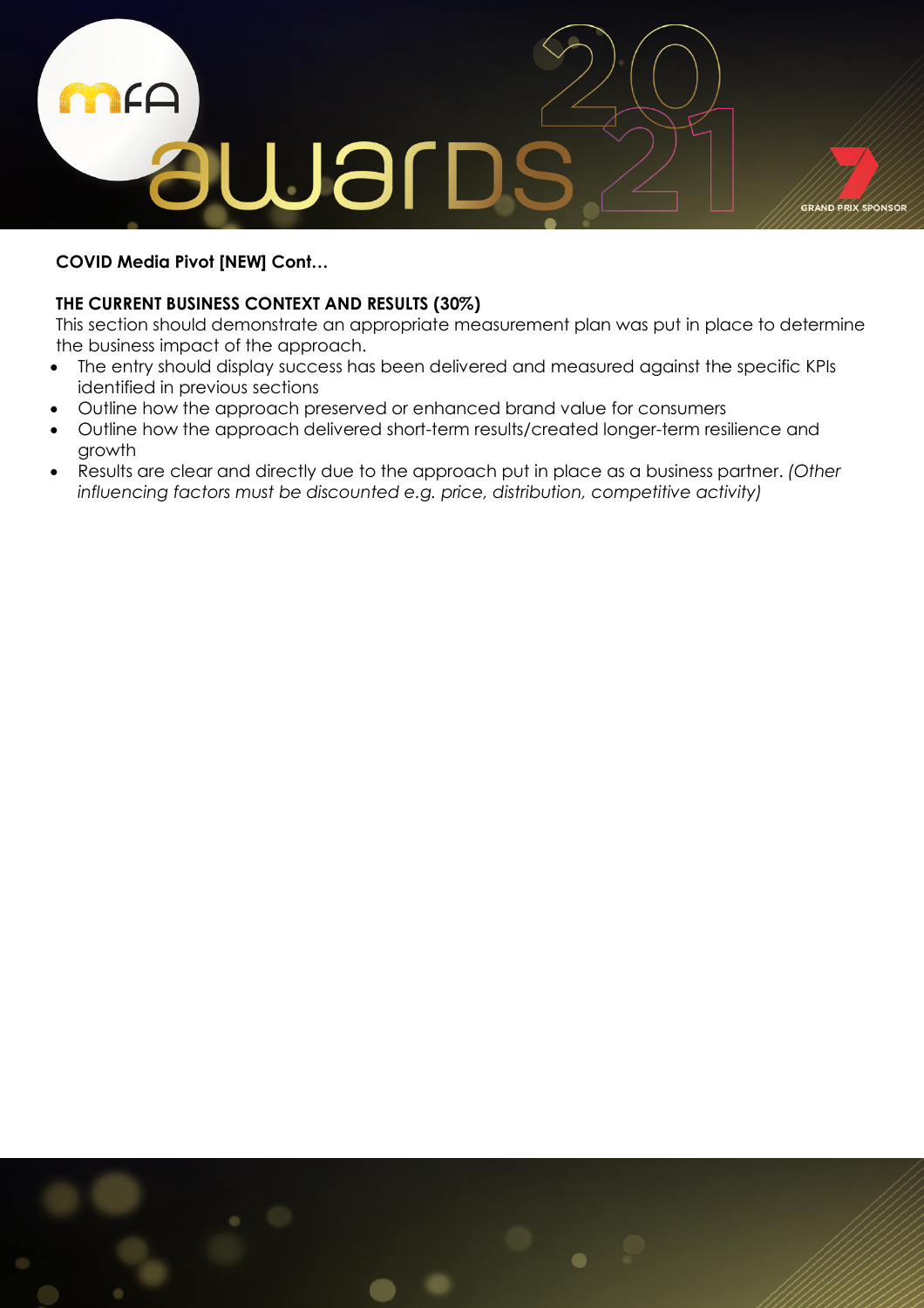**COVID Media Pivot [NEW] Cont…**

**THE CURRENT BUSINESS CONTEXT AND RESULTS (30%)**

This section should demonstrate an appropriate measurement plan was put in place to determine the business impact of the approach.

- The entry should display success has been delivered and measured against the specific KPIs identified in previous sections
- Outline how the approach preserved or enhanced brand value for consumers
- Outline how the approach delivered short-term results/created longer-term resilience and growth
- Results are clear and directly due to the approach put in place as a business partner. *(Other influencing factors must be discounted e.g. price, distribution, competitive activity)*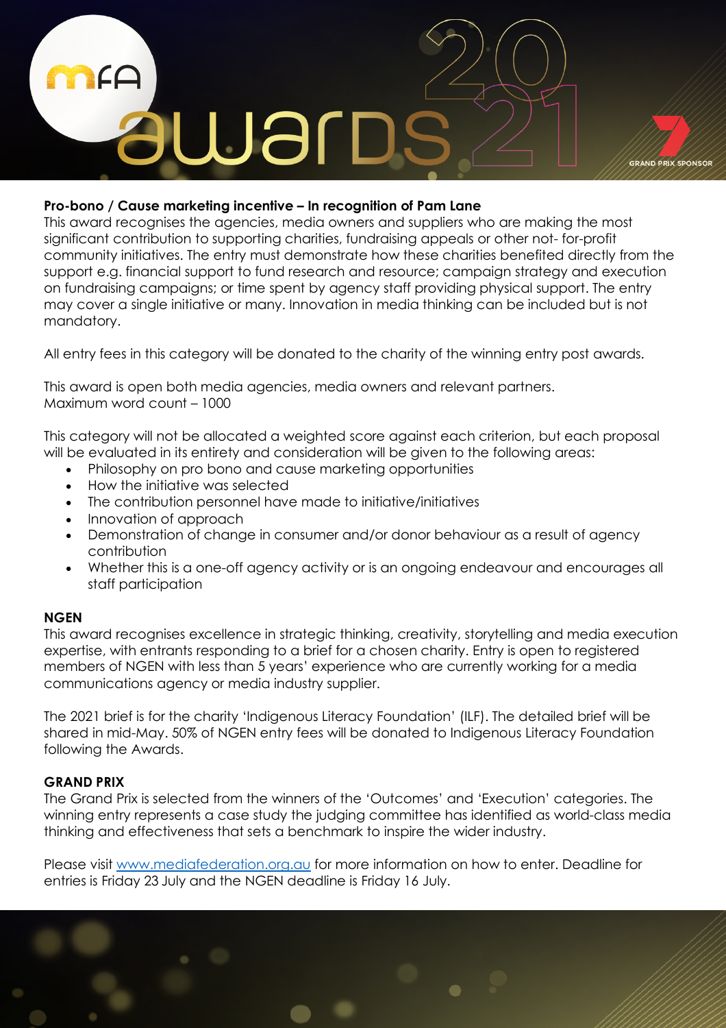**Pro-bono / Cause marketing incentive – In recognition of Pam Lane**

This award recognises the agencies, media owners and suppliers who are making the most significant contribution to supporting charities, fundraising appeals or other not- for-profit community initiatives. The entry must demonstrate how these charities benefited directly from the support e.g. financial support to fund research and resource; campaign strategy and execution on fundraising campaigns; or time spent by agency staff providing physical support. The entry may cover a single initiative or many. Innovation in media thinking can be included but is not mandatory.

All entry fees in this category will be donated to the charity of the winning entry post awards.

This award is open both media agencies, media owners and relevant partners.
Maximum word count – 1000

This category will not be allocated a weighted score against each criterion, but each proposal will be evaluated in its entirety and consideration will be given to the following areas:

- Philosophy on pro bono and cause marketing opportunities
- How the initiative was selected
- The contribution personnel have made to initiative/initiatives
- Innovation of approach
- Demonstration of change in consumer and/or donor behaviour as a result of agency contribution
- Whether this is a one-off agency activity or is an ongoing endeavour and encourages all staff participation

**NGEN**

This award recognises excellence in strategic thinking, creativity, storytelling and media execution expertise, with entrants responding to a brief for a chosen charity. Entry is open to registered members of NGEN with less than 5 years' experience who are currently working for a media communications agency or media industry supplier.

The 2021 brief is for the charity 'Indigenous Literacy Foundation' (ILF). The detailed brief will be shared in mid-May. 50% of NGEN entry fees will be donated to Indigenous Literacy Foundation following the Awards.

**GRAND PRIX**

The Grand Prix is selected from the winners of the 'Outcomes' and 'Execution' categories. The winning entry represents a case study the judging committee has identified as world-class media thinking and effectiveness that sets a benchmark to inspire the wider industry.

Please visit www.mediafederation.org.au for more information on how to enter. Deadline for entries is Friday 23 July and the NGEN deadline is Friday 16 July.